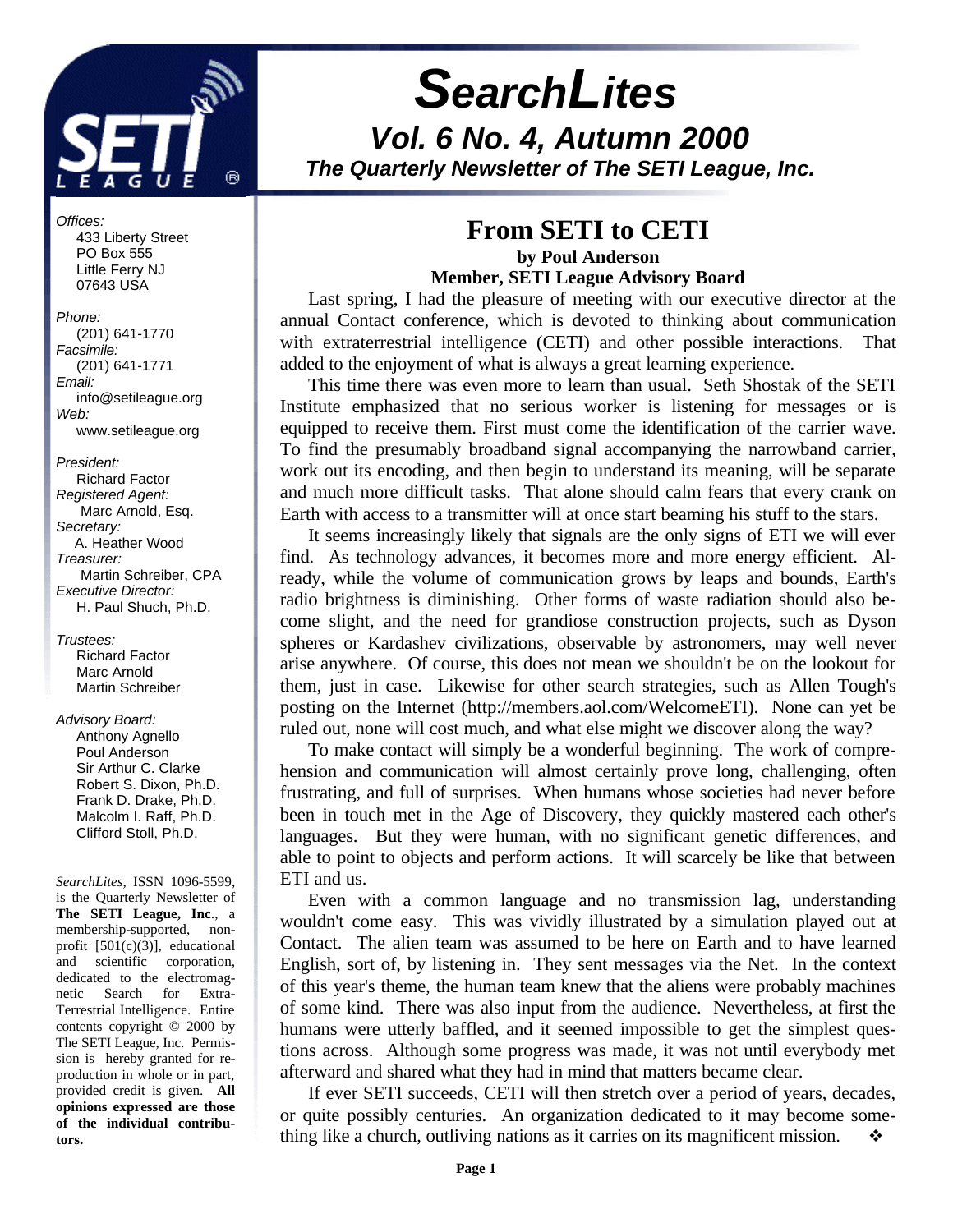# SearchLites

## Vol. 6 No. 4, Autumn 2000

### The Quarterly Newsletter of The SETI League, Inc.

*Offices:*
433 Liberty Street
PO Box 555
Little Ferry NJ
07643 USA

*Phone:*
(201) 641-1770
*Facsimile:*
(201) 641-1771
*Email:*
info@setileague.org
*Web:*
www.setileague.org

*President:*
Richard Factor
*Registered Agent:*
Marc Arnold, Esq.
*Secretary:*
A. Heather Wood
*Treasurer:*
Martin Schreiber, CPA
*Executive Director:*
H. Paul Shuch, Ph.D.

*Trustees:*
Richard Factor
Marc Arnold
Martin Schreiber

*Advisory Board:*
Anthony Agnello
Poul Anderson
Sir Arthur C. Clarke
Robert S. Dixon, Ph.D.
Frank D. Drake, Ph.D.
Malcolm I. Raff, Ph.D.
Clifford Stoll, Ph.D.

*SearchLites*, ISSN 1096-5599, is the Quarterly Newsletter of **The SETI League, Inc**., a membership-supported, non-profit [501(c)(3)], educational and scientific corporation, dedicated to the electromagnetic Search for Extra-Terrestrial Intelligence. Entire contents copyright © 2000 by The SETI League, Inc. Permission is hereby granted for reproduction in whole or in part, provided credit is given. **All opinions expressed are those of the individual contributors.**

## From SETI to CETI

**by Poul Anderson**
**Member, SETI League Advisory Board**

Last spring, I had the pleasure of meeting with our executive director at the annual Contact conference, which is devoted to thinking about communication with extraterrestrial intelligence (CETI) and other possible interactions. That added to the enjoyment of what is always a great learning experience.

This time there was even more to learn than usual. Seth Shostak of the SETI Institute emphasized that no serious worker is listening for messages or is equipped to receive them. First must come the identification of the carrier wave. To find the presumably broadband signal accompanying the narrowband carrier, work out its encoding, and then begin to understand its meaning, will be separate and much more difficult tasks. That alone should calm fears that every crank on Earth with access to a transmitter will at once start beaming his stuff to the stars.

It seems increasingly likely that signals are the only signs of ETI we will ever find. As technology advances, it becomes more and more energy efficient. Already, while the volume of communication grows by leaps and bounds, Earth's radio brightness is diminishing. Other forms of waste radiation should also become slight, and the need for grandiose construction projects, such as Dyson spheres or Kardashev civilizations, observable by astronomers, may well never arise anywhere. Of course, this does not mean we shouldn't be on the lookout for them, just in case. Likewise for other search strategies, such as Allen Tough's posting on the Internet (http://members.aol.com/WelcomeETI). None can yet be ruled out, none will cost much, and what else might we discover along the way?

To make contact will simply be a wonderful beginning. The work of comprehension and communication will almost certainly prove long, challenging, often frustrating, and full of surprises. When humans whose societies had never before been in touch met in the Age of Discovery, they quickly mastered each other's languages. But they were human, with no significant genetic differences, and able to point to objects and perform actions. It will scarcely be like that between ETI and us.

Even with a common language and no transmission lag, understanding wouldn't come easy. This was vividly illustrated by a simulation played out at Contact. The alien team was assumed to be here on Earth and to have learned English, sort of, by listening in. They sent messages via the Net. In the context of this year's theme, the human team knew that the aliens were probably machines of some kind. There was also input from the audience. Nevertheless, at first the humans were utterly baffled, and it seemed impossible to get the simplest questions across. Although some progress was made, it was not until everybody met afterward and shared what they had in mind that matters became clear.

If ever SETI succeeds, CETI will then stretch over a period of years, decades, or quite possibly centuries. An organization dedicated to it may become something like a church, outliving nations as it carries on its magnificent mission. ❖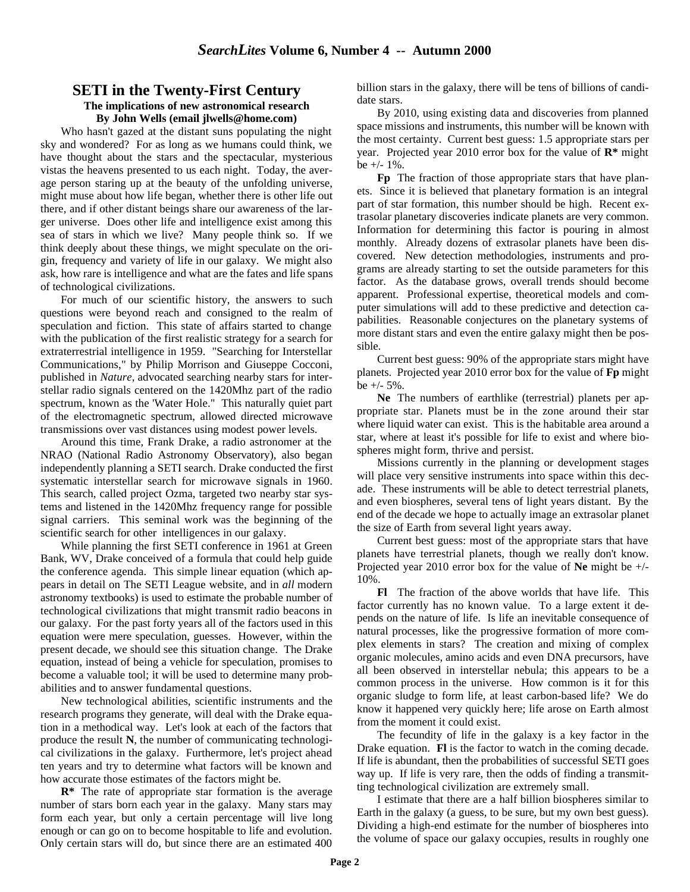## SETI in the Twenty-First Century

**The implications of new astronomical research**
**By John Wells (email jlwells@home.com)**

Who hasn't gazed at the distant suns populating the night sky and wondered? For as long as we humans could think, we have thought about the stars and the spectacular, mysterious vistas the heavens presented to us each night. Today, the average person staring up at the beauty of the unfolding universe, might muse about how life began, whether there is other life out there, and if other distant beings share our awareness of the larger universe. Does other life and intelligence exist among this sea of stars in which we live? Many people think so. If we think deeply about these things, we might speculate on the origin, frequency and variety of life in our galaxy. We might also ask, how rare is intelligence and what are the fates and life spans of technological civilizations.

For much of our scientific history, the answers to such questions were beyond reach and consigned to the realm of speculation and fiction. This state of affairs started to change with the publication of the first realistic strategy for a search for extraterrestrial intelligence in 1959. "Searching for Interstellar Communications," by Philip Morrison and Giuseppe Cocconi, published in *Nature*, advocated searching nearby stars for interstellar radio signals centered on the 1420Mhz part of the radio spectrum, known as the 'Water Hole." This naturally quiet part of the electromagnetic spectrum, allowed directed microwave transmissions over vast distances using modest power levels.

Around this time, Frank Drake, a radio astronomer at the NRAO (National Radio Astronomy Observatory), also began independently planning a SETI search. Drake conducted the first systematic interstellar search for microwave signals in 1960. This search, called project Ozma, targeted two nearby star systems and listened in the 1420Mhz frequency range for possible signal carriers. This seminal work was the beginning of the scientific search for other intelligences in our galaxy.

While planning the first SETI conference in 1961 at Green Bank, WV, Drake conceived of a formula that could help guide the conference agenda. This simple linear equation (which appears in detail on The SETI League website, and in *all* modern astronomy textbooks) is used to estimate the probable number of technological civilizations that might transmit radio beacons in our galaxy. For the past forty years all of the factors used in this equation were mere speculation, guesses. However, within the present decade, we should see this situation change. The Drake equation, instead of being a vehicle for speculation, promises to become a valuable tool; it will be used to determine many probabilities and to answer fundamental questions.

New technological abilities, scientific instruments and the research programs they generate, will deal with the Drake equation in a methodical way. Let's look at each of the factors that produce the result **N**, the number of communicating technological civilizations in the galaxy. Furthermore, let's project ahead ten years and try to determine what factors will be known and how accurate those estimates of the factors might be.

**R\*** The rate of appropriate star formation is the average number of stars born each year in the galaxy. Many stars may form each year, but only a certain percentage will live long enough or can go on to become hospitable to life and evolution. Only certain stars will do, but since there are an estimated 400 billion stars in the galaxy, there will be tens of billions of candidate stars.

By 2010, using existing data and discoveries from planned space missions and instruments, this number will be known with the most certainty. Current best guess: 1.5 appropriate stars per year. Projected year 2010 error box for the value of **R\*** might be +/- 1%.

**Fp** The fraction of those appropriate stars that have planets. Since it is believed that planetary formation is an integral part of star formation, this number should be high. Recent extrasolar planetary discoveries indicate planets are very common. Information for determining this factor is pouring in almost monthly. Already dozens of extrasolar planets have been discovered. New detection methodologies, instruments and programs are already starting to set the outside parameters for this factor. As the database grows, overall trends should become apparent. Professional expertise, theoretical models and computer simulations will add to these predictive and detection capabilities. Reasonable conjectures on the planetary systems of more distant stars and even the entire galaxy might then be possible.

Current best guess: 90% of the appropriate stars might have planets. Projected year 2010 error box for the value of **Fp** might be +/- 5%.

**Ne** The numbers of earthlike (terrestrial) planets per appropriate star. Planets must be in the zone around their star where liquid water can exist. This is the habitable area around a star, where at least it's possible for life to exist and where biospheres might form, thrive and persist.

Missions currently in the planning or development stages will place very sensitive instruments into space within this decade. These instruments will be able to detect terrestrial planets, and even biospheres, several tens of light years distant. By the end of the decade we hope to actually image an extrasolar planet the size of Earth from several light years away.

Current best guess: most of the appropriate stars that have planets have terrestrial planets, though we really don't know. Projected year 2010 error box for **Ne** might be +/- 10%.

**Fl** The fraction of the above worlds that have life. This factor currently has no known value. To a large extent it depends on the nature of life. Is life an inevitable consequence of natural processes, like the progressive formation of more complex elements in stars? The creation and mixing of complex organic molecules, amino acids and even DNA precursors, have all been observed in interstellar nebula; this appears to be a common process in the universe. How common is it for this organic sludge to form life, at least carbon-based life? We do know it happened very quickly here; life arose on Earth almost from the moment it could exist.

The fecundity of life in the galaxy is a key factor in the Drake equation. **Fl** is the factor to watch in the coming decade. If life is abundant, then the probabilities of successful SETI goes way up. If life is very rare, then the odds of finding a transmitting technological civilization are extremely small.

I estimate that there are a half billion biospheres similar to Earth in the galaxy (a guess, to be sure, but my own best guess). Dividing a high-end estimate for the number of biospheres into the volume of space our galaxy occupies, results in roughly one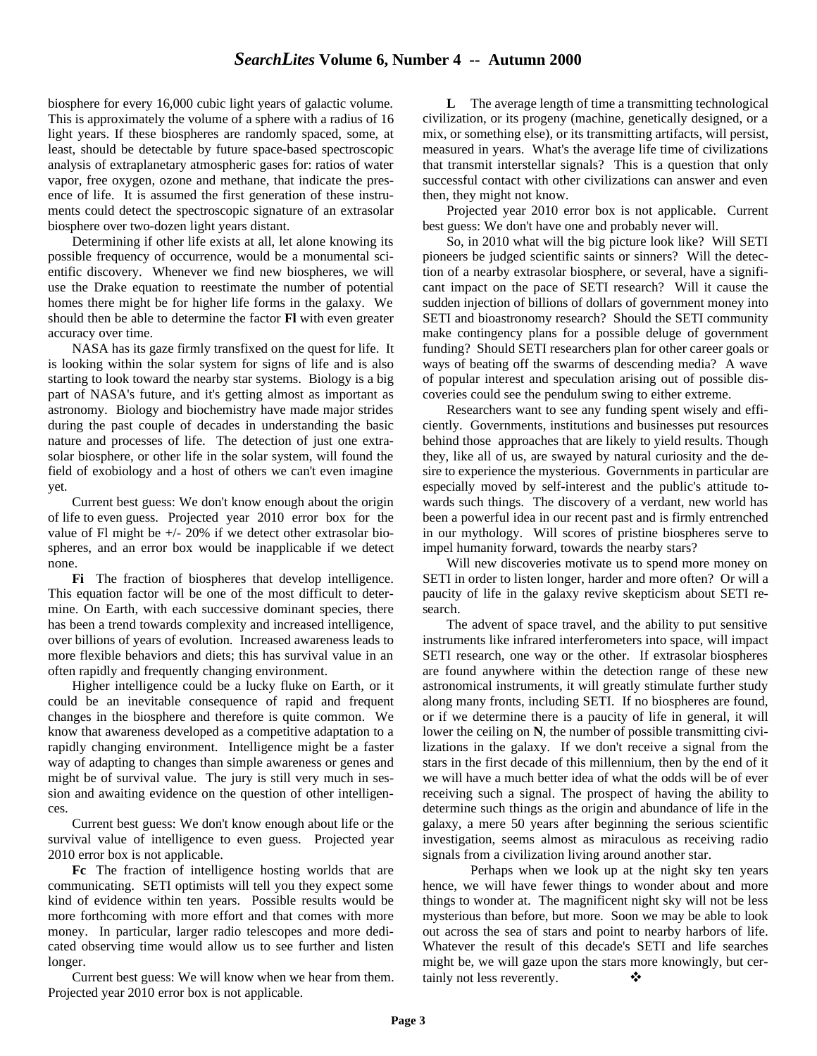biosphere for every 16,000 cubic light years of galactic volume. This is approximately the volume of a sphere with a radius of 16 light years. If these biospheres are randomly spaced, some, at least, should be detectable by future space-based spectroscopic analysis of extraplanetary atmospheric gases for: ratios of water vapor, free oxygen, ozone and methane, that indicate the presence of life. It is assumed the first generation of these instruments could detect the spectroscopic signature of an extrasolar biosphere over two-dozen light years distant.

Determining if other life exists at all, let alone knowing its possible frequency of occurrence, would be a monumental scientific discovery. Whenever we find new biospheres, we will use the Drake equation to reestimate the number of potential homes there might be for higher life forms in the galaxy. We should then be able to determine the factor **Fl** with even greater accuracy over time.

NASA has its gaze firmly transfixed on the quest for life. It is looking within the solar system for signs of life and is also starting to look toward the nearby star systems. Biology is a big part of NASA's future, and it's getting almost as important as astronomy. Biology and biochemistry have made major strides during the past couple of decades in understanding the basic nature and processes of life. The detection of just one extrasolar biosphere, or other life in the solar system, will found the field of exobiology and a host of others we can't even imagine yet.

Current best guess: We don't know enough about the origin of life to even guess. Projected year 2010 error box for the value of Fl might be +/- 20% if we detect other extrasolar biospheres, and an error box would be inapplicable if we detect none.

**Fi** The fraction of biospheres that develop intelligence. This equation factor will be one of the most difficult to determine. On Earth, with each successive dominant species, there has been a trend towards complexity and increased intelligence, over billions of years of evolution. Increased awareness leads to more flexible behaviors and diets; this has survival value in an often rapidly and frequently changing environment.

Higher intelligence could be a lucky fluke on Earth, or it could be an inevitable consequence of rapid and frequent changes in the biosphere and therefore is quite common. We know that awareness developed as a competitive adaptation to a rapidly changing environment. Intelligence might be a faster way of adapting to changes than simple awareness or genes and might be of survival value. The jury is still very much in session and awaiting evidence on the question of other intelligences.

Current best guess: We don't know enough about life or the survival value of intelligence to even guess. Projected year 2010 error box is not applicable.

**Fc** The fraction of intelligence hosting worlds that are communicating. SETI optimists will tell you they expect some kind of evidence within ten years. Possible results would be more forthcoming with more effort and that comes with more money. In particular, larger radio telescopes and more dedicated observing time would allow us to see further and listen longer.

Current best guess: We will know when we hear from them. Projected year 2010 error box is not applicable.

**L** The average length of time a transmitting technological civilization, or its progeny (machine, genetically designed, or a mix, or something else), or its transmitting artifacts, will persist, measured in years. What's the average life time of civilizations that transmit interstellar signals? This is a question that only successful contact with other civilizations can answer and even then, they might not know.

Projected year 2010 error box is not applicable. Current best guess: We don't have one and probably never will.

So, in 2010 what will the big picture look like? Will SETI pioneers be judged scientific saints or sinners? Will the detection of a nearby extrasolar biosphere, or several, have a significant impact on the pace of SETI research? Will it cause the sudden injection of billions of dollars of government money into SETI and bioastronomy research? Should the SETI community make contingency plans for a possible deluge of government funding? Should SETI researchers plan for other career goals or ways of beating off the swarms of descending media? A wave of popular interest and speculation arising out of possible discoveries could see the pendulum swing to either extreme.

Researchers want to see any funding spent wisely and efficiently. Governments, institutions and businesses put resources behind those approaches that are likely to yield results. Though they, like all of us, are swayed by natural curiosity and the desire to experience the mysterious. Governments in particular are especially moved by self-interest and the public's attitude towards such things. The discovery of a verdant, new world has been a powerful idea in our recent past and is firmly entrenched in our mythology. Will scores of pristine biospheres serve to impel humanity forward, towards the nearby stars?

Will new discoveries motivate us to spend more money on SETI in order to listen longer, harder and more often? Or will a paucity of life in the galaxy revive skepticism about SETI research.

The advent of space travel, and the ability to put sensitive instruments like infrared interferometers into space, will impact SETI research, one way or the other. If extrasolar biospheres are found anywhere within the detection range of these new astronomical instruments, it will greatly stimulate further study along many fronts, including SETI. If no biospheres are found, or if we determine there is a paucity of life in general, it will lower the ceiling on **N**, the number of possible transmitting civilizations in the galaxy. If we don't receive a signal from the stars in the first decade of this millennium, then by the end of it we will have a much better idea of what the odds will be of ever receiving such a signal. The prospect of having the ability to determine such things as the origin and abundance of life in the galaxy, a mere 50 years after beginning the serious scientific investigation, seems almost as miraculous as receiving radio signals from a civilization living around another star.

Perhaps when we look up at the night sky ten years hence, we will have fewer things to wonder about and more things to wonder at. The magnificent night sky will not be less mysterious than before, but more. Soon we may be able to look out across the sea of stars and point to nearby harbors of life. Whatever the result of this decade's SETI and life searches might be, we will gaze upon the stars more knowingly, but certainly not less reverently. ❖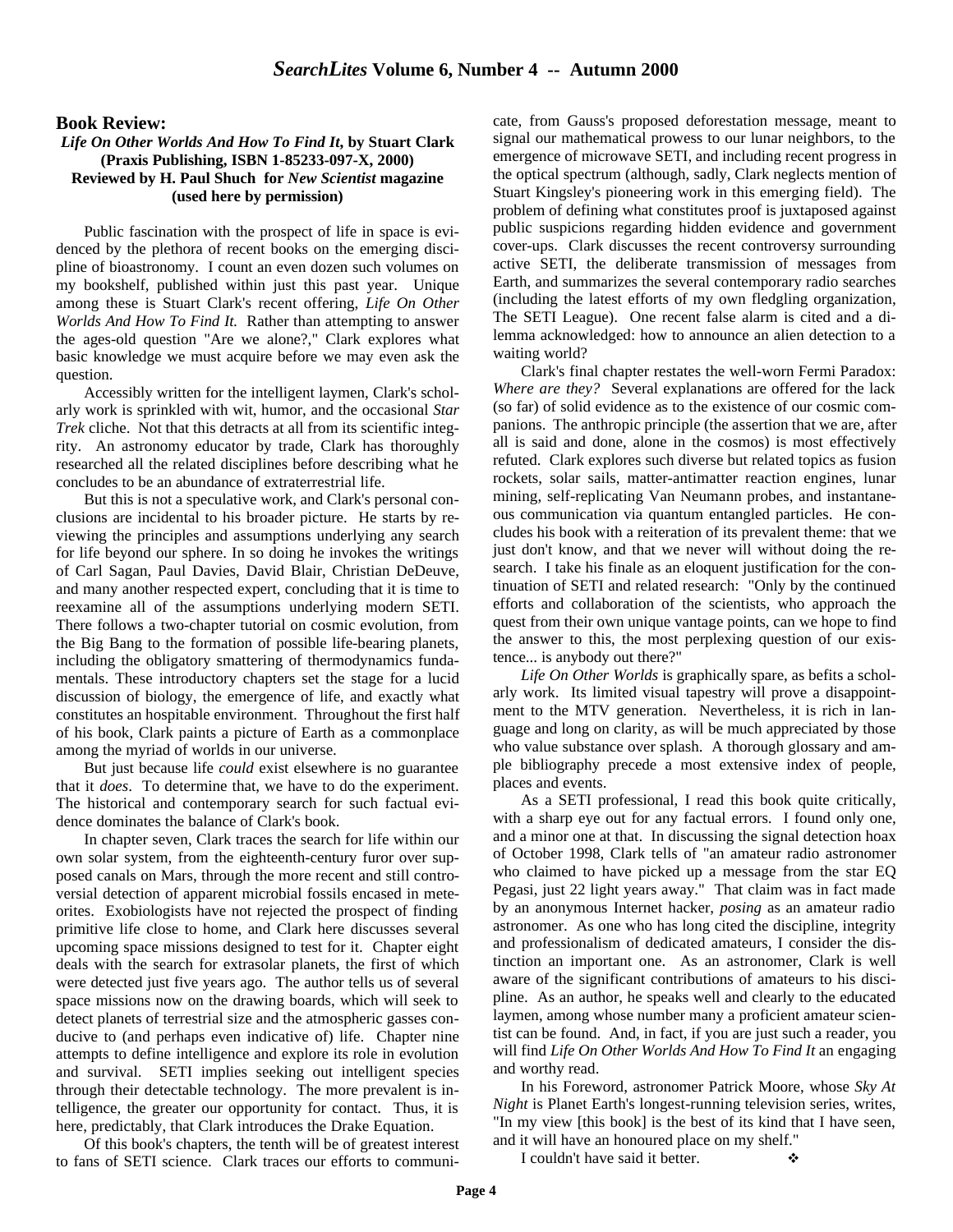## Book Review:

**_Life On Other Worlds And How To Find It_, by Stuart Clark (Praxis Publishing, ISBN 1-85233-097-X, 2000) Reviewed by H. Paul Shuch for _New Scientist_ magazine (used here by permission)**

Public fascination with the prospect of life in space is evidenced by the plethora of recent books on the emerging discipline of bioastronomy. I count an even dozen such volumes on my bookshelf, published within just this past year. Unique among these is Stuart Clark's recent offering, *Life On Other Worlds And How To Find It.* Rather than attempting to answer the ages-old question "Are we alone?," Clark explores what basic knowledge we must acquire before we may even ask the question.

Accessibly written for the intelligent laymen, Clark's scholarly work is sprinkled with wit, humor, and the occasional *Star Trek* cliche. Not that this detracts at all from its scientific integrity. An astronomy educator by trade, Clark has thoroughly researched all the related disciplines before describing what he concludes to be an abundance of extraterrestrial life.

But this is not a speculative work, and Clark's personal conclusions are incidental to his broader picture. He starts by reviewing the principles and assumptions underlying any search for life beyond our sphere. In so doing he invokes the writings of Carl Sagan, Paul Davies, David Blair, Christian DeDeuve, and many another respected expert, concluding that it is time to reexamine all of the assumptions underlying modern SETI. There follows a two-chapter tutorial on cosmic evolution, from the Big Bang to the formation of possible life-bearing planets, including the obligatory smattering of thermodynamics fundamentals. These introductory chapters set the stage for a lucid discussion of biology, the emergence of life, and exactly what constitutes an hospitable environment. Throughout the first half of his book, Clark paints a picture of Earth as a commonplace among the myriad of worlds in our universe.

But just because life *could* exist elsewhere is no guarantee that it *does*. To determine that, we have to do the experiment. The historical and contemporary search for such factual evidence dominates the balance of Clark's book.

In chapter seven, Clark traces the search for life within our own solar system, from the eighteenth-century furor over supposed canals on Mars, through the more recent and still controversial detection of apparent microbial fossils encased in meteorites. Exobiologists have not rejected the prospect of finding primitive life close to home, and Clark here discusses several upcoming space missions designed to test for it. Chapter eight deals with the search for extrasolar planets, the first of which were detected just five years ago. The author tells us of several space missions now on the drawing boards, which will seek to detect planets of terrestrial size and the atmospheric gasses conducive to (and perhaps even indicative of) life. Chapter nine attempts to define intelligence and explore its role in evolution and survival. SETI implies seeking out intelligent species through their detectable technology. The more prevalent is intelligence, the greater our opportunity for contact. Thus, it is here, predictably, that Clark introduces the Drake Equation.

Of this book's chapters, the tenth will be of greatest interest to fans of SETI science. Clark traces our efforts to communicate, from Gauss's proposed deforestation message, meant to signal our mathematical prowess to our lunar neighbors, to the emergence of microwave SETI, and including recent progress in the optical spectrum (although, sadly, Clark neglects mention of Stuart Kingsley's pioneering work in this emerging field). The problem of defining what constitutes proof is juxtaposed against public suspicions regarding hidden evidence and government cover-ups. Clark discusses the recent controversy surrounding active SETI, the deliberate transmission of messages from Earth, and summarizes the several contemporary radio searches (including the latest efforts of my own fledgling organization, The SETI League). One recent false alarm is cited and a dilemma acknowledged: how to announce an alien detection to a waiting world?

Clark's final chapter restates the well-worn Fermi Paradox: *Where are they?* Several explanations are offered for the lack (so far) of solid evidence as to the existence of our cosmic companions. The anthropic principle (the assertion that we are, after all is said and done, alone in the cosmos) is most effectively refuted. Clark explores such diverse but related topics as fusion rockets, solar sails, matter-antimatter reaction engines, lunar mining, self-replicating Van Neumann probes, and instantaneous communication via quantum entangled particles. He concludes his book with a reiteration of its prevalent theme: that we just don't know, and that we never will without doing the research. I take his finale as an eloquent justification for the continuation of SETI and related research: "Only by the continued efforts and collaboration of the scientists, who approach the quest from their own unique vantage points, can we hope to find the answer to this, the most perplexing question of our existence... is anybody out there?"

*Life On Other Worlds* is graphically spare, as befits a scholarly work. Its limited visual tapestry will prove a disappointment to the MTV generation. Nevertheless, it is rich in language and long on clarity, as will be much appreciated by those who value substance over splash. A thorough glossary and ample bibliography precede a most extensive index of people, places and events.

As a SETI professional, I read this book quite critically, with a sharp eye out for any factual errors. I found only one, and a minor one at that. In discussing the signal detection hoax of October 1998, Clark tells of "an amateur radio astronomer who claimed to have picked up a message from the star EQ Pegasi, just 22 light years away." That claim was in fact made by an anonymous Internet hacker, *posing* as an amateur radio astronomer. As one who has long cited the discipline, integrity and professionalism of dedicated amateurs, I consider the distinction an important one. As an astronomer, Clark is well aware of the significant contributions of amateurs to his discipline. As an author, he speaks well and clearly to the educated laymen, among whose number many a proficient amateur scientist can be found. And, in fact, if you are just such a reader, you will find *Life On Other Worlds And How To Find It* an engaging and worthy read.

In his Foreword, astronomer Patrick Moore, whose *Sky At Night* is Planet Earth's longest-running television series, writes, "In my view [this book] is the best of its kind that I have seen, and it will have an honoured place on my shelf."

I couldn't have said it better. ❖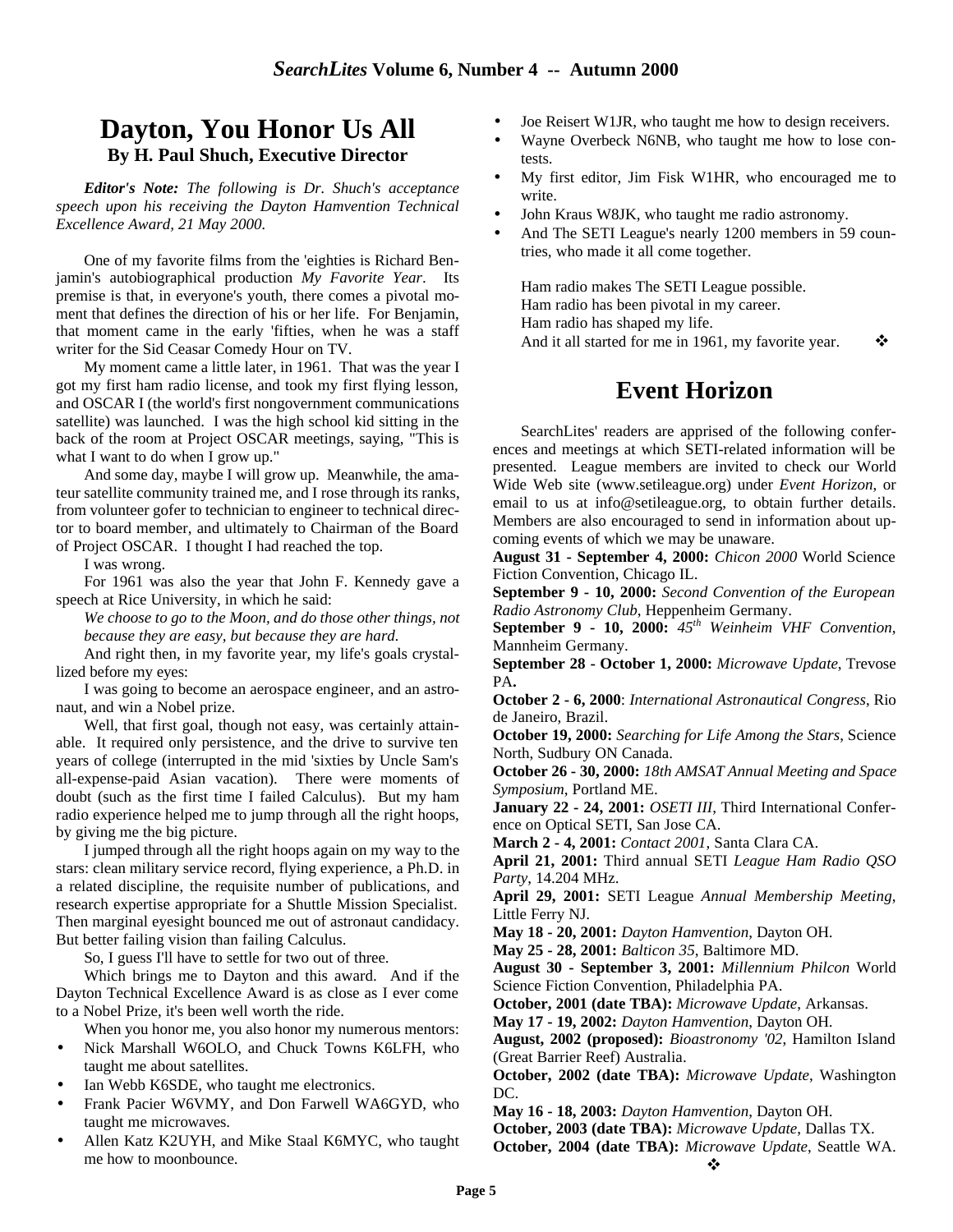# Dayton, You Honor Us All

**By H. Paul Shuch, Executive Director**

***Editor's Note:*** *The following is Dr. Shuch's acceptance speech upon his receiving the Dayton Hamvention Technical Excellence Award, 21 May 2000.*

One of my favorite films from the 'eighties is Richard Benjamin's autobiographical production *My Favorite Year*. Its premise is that, in everyone's youth, there comes a pivotal moment that defines the direction of his or her life. For Benjamin, that moment came in the early 'fifties, when he was a staff writer for the Sid Ceasar Comedy Hour on TV.

My moment came a little later, in 1961. That was the year I got my first ham radio license, and took my first flying lesson, and OSCAR I (the world's first nongovernment communications satellite) was launched. I was the high school kid sitting in the back of the room at Project OSCAR meetings, saying, "This is what I want to do when I grow up."

And some day, maybe I will grow up. Meanwhile, the amateur satellite community trained me, and I rose through its ranks, from volunteer gofer to technician to engineer to technical director to board member, and ultimately to Chairman of the Board of Project OSCAR. I thought I had reached the top.

I was wrong.

For 1961 was also the year that John F. Kennedy gave a speech at Rice University, in which he said:

*We choose to go to the Moon, and do those other things, not because they are easy, but because they are hard.*

And right then, in my favorite year, my life's goals crystallized before my eyes:

I was going to become an aerospace engineer, and an astronaut, and win a Nobel prize.

Well, that first goal, though not easy, was certainly attainable. It required only persistence, and the drive to survive ten years of college (interrupted in the mid 'sixties by Uncle Sam's all-expense-paid Asian vacation). There were moments of doubt (such as the first time I failed Calculus). But my ham radio experience helped me to jump through all the right hoops, by giving me the big picture.

I jumped through all the right hoops again on my way to the stars: clean military service record, flying experience, a Ph.D. in a related discipline, the requisite number of publications, and research expertise appropriate for a Shuttle Mission Specialist. Then marginal eyesight bounced me out of astronaut candidacy. But better failing vision than failing Calculus.

So, I guess I'll have to settle for two out of three.

Which brings me to Dayton and this award. And if the Dayton Technical Excellence Award is as close as I ever come to a Nobel Prize, it's been well worth the ride.

When you honor me, you also honor my numerous mentors:

- Nick Marshall W6OLO, and Chuck Towns K6LFH, who taught me about satellites.
- Ian Webb K6SDE, who taught me electronics.
- Frank Pacier W6VMY, and Don Farwell WA6GYD, who taught me microwaves.
- Allen Katz K2UYH, and Mike Staal K6MYC, who taught me how to moonbounce.
- Joe Reisert W1JR, who taught me how to design receivers.
- Wayne Overbeck N6NB, who taught me how to lose contests.
- My first editor, Jim Fisk W1HR, who encouraged me to write.
- John Kraus W8JK, who taught me radio astronomy.
- And The SETI League's nearly 1200 members in 59 countries, who made it all come together.

Ham radio makes The SETI League possible.
Ham radio has been pivotal in my career.
Ham radio has shaped my life.
And it all started for me in 1961, my favorite year. ❖

# Event Horizon

SearchLites' readers are apprised of the following conferences and meetings at which SETI-related information will be presented. League members are invited to check our World Wide Web site (www.setileague.org) under *Event Horizon*, or email to us at info@setileague.org, to obtain further details. Members are also encouraged to send in information about upcoming events of which we may be unaware.

**August 31 - September 4, 2000:** *Chicon 2000* World Science Fiction Convention, Chicago IL.

**September 9 - 10, 2000:** *Second Convention of the European Radio Astronomy Club*, Heppenheim Germany.

**September 9 - 10, 2000:** *45th Weinheim VHF Convention*, Mannheim Germany.

**September 28 - October 1, 2000:** *Microwave Update*, Trevose PA.

**October 2 - 6, 2000**: *International Astronautical Congress*, Rio de Janeiro, Brazil.

**October 19, 2000:** *Searching for Life Among the Stars*, Science North, Sudbury ON Canada.

**October 26 - 30, 2000:** *18th AMSAT Annual Meeting and Space Symposium*, Portland ME.

**January 22 - 24, 2001:** *OSETI III*, Third International Conference on Optical SETI, San Jose CA.

**March 2 - 4, 2001:** *Contact 2001*, Santa Clara CA.

**April 21, 2001:** Third annual SETI *League Ham Radio QSO Party*, 14.204 MHz.

**April 29, 2001:** SETI League *Annual Membership Meeting*, Little Ferry NJ.

**May 18 - 20, 2001:** *Dayton Hamvention*, Dayton OH.

**May 25 - 28, 2001:** *Balticon 35*, Baltimore MD.

**August 30 - September 3, 2001:** *Millennium Philcon* World Science Fiction Convention, Philadelphia PA.

**October, 2001 (date TBA):** *Microwave Update*, Arkansas.

**May 17 - 19, 2002:** *Dayton Hamvention*, Dayton OH.

**August, 2002 (proposed):** *Bioastronomy '02*, Hamilton Island (Great Barrier Reef) Australia.

**October, 2002 (date TBA):** *Microwave Update*, Washington DC.

**May 16 - 18, 2003:** *Dayton Hamvention*, Dayton OH.

**October, 2003 (date TBA):** *Microwave Update*, Dallas TX.

**October, 2004 (date TBA):** *Microwave Update*, Seattle WA. ❖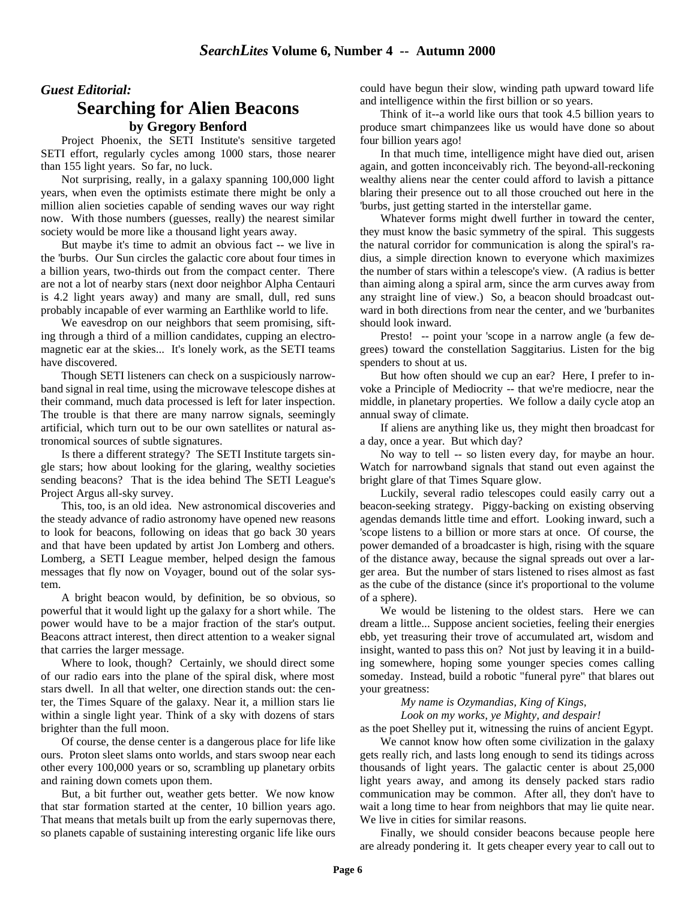*Guest Editorial:*

# Searching for Alien Beacons

### by Gregory Benford

Project Phoenix, the SETI Institute's sensitive targeted SETI effort, regularly cycles among 1000 stars, those nearer than 155 light years. So far, no luck.

Not surprising, really, in a galaxy spanning 100,000 light years, when even the optimists estimate there might be only a million alien societies capable of sending waves our way right now. With those numbers (guesses, really) the nearest similar society would be more like a thousand light years away.

But maybe it's time to admit an obvious fact -- we live in the 'burbs. Our Sun circles the galactic core about four times in a billion years, two-thirds out from the compact center. There are not a lot of nearby stars (next door neighbor Alpha Centauri is 4.2 light years away) and many are small, dull, red suns probably incapable of ever warming an Earthlike world to life.

We eavesdrop on our neighbors that seem promising, sifting through a third of a million candidates, cupping an electromagnetic ear at the skies... It's lonely work, as the SETI teams have discovered.

Though SETI listeners can check on a suspiciously narrowband signal in real time, using the microwave telescope dishes at their command, much data processed is left for later inspection. The trouble is that there are many narrow signals, seemingly artificial, which turn out to be our own satellites or natural astronomical sources of subtle signatures.

Is there a different strategy? The SETI Institute targets single stars; how about looking for the glaring, wealthy societies sending beacons? That is the idea behind The SETI League's Project Argus all-sky survey.

This, too, is an old idea. New astronomical discoveries and the steady advance of radio astronomy have opened new reasons to look for beacons, following on ideas that go back 30 years and that have been updated by artist Jon Lomberg and others. Lomberg, a SETI League member, helped design the famous messages that fly now on Voyager, bound out of the solar system.

A bright beacon would, by definition, be so obvious, so powerful that it would light up the galaxy for a short while. The power would have to be a major fraction of the star's output. Beacons attract interest, then direct attention to a weaker signal that carries the larger message.

Where to look, though? Certainly, we should direct some of our radio ears into the plane of the spiral disk, where most stars dwell. In all that welter, one direction stands out: the center, the Times Square of the galaxy. Near it, a million stars lie within a single light year. Think of a sky with dozens of stars brighter than the full moon.

Of course, the dense center is a dangerous place for life like ours. Proton sleet slams onto worlds, and stars swoop near each other every 100,000 years or so, scrambling up planetary orbits and raining down comets upon them.

But, a bit further out, weather gets better. We now know that star formation started at the center, 10 billion years ago. That means that metals built up from the early supernovas there, so planets capable of sustaining interesting organic life like ours could have begun their slow, winding path upward toward life and intelligence within the first billion or so years.

Think of it--a world like ours that took 4.5 billion years to produce smart chimpanzees like us would have done so about four billion years ago!

In that much time, intelligence might have died out, arisen again, and gotten inconceivably rich. The beyond-all-reckoning wealthy aliens near the center could afford to lavish a pittance blaring their presence out to all those crouched out here in the 'burbs, just getting started in the interstellar game.

Whatever forms might dwell further in toward the center, they must know the basic symmetry of the spiral. This suggests the natural corridor for communication is along the spiral's radius, a simple direction known to everyone which maximizes the number of stars within a telescope's view. (A radius is better than aiming along a spiral arm, since the arm curves away from any straight line of view.) So, a beacon should broadcast outward in both directions from near the center, and we 'burbanites should look inward.

Presto! -- point your 'scope in a narrow angle (a few degrees) toward the constellation Saggitarius. Listen for the big spenders to shout at us.

But how often should we cup an ear? Here, I prefer to invoke a Principle of Mediocrity -- that we're mediocre, near the middle, in planetary properties. We follow a daily cycle atop an annual sway of climate.

If aliens are anything like us, they might then broadcast for a day, once a year. But which day?

No way to tell -- so listen every day, for maybe an hour. Watch for narrowband signals that stand out even against the bright glare of that Times Square glow.

Luckily, several radio telescopes could easily carry out a beacon-seeking strategy. Piggy-backing on existing observing agendas demands little time and effort. Looking inward, such a 'scope listens to a billion or more stars at once. Of course, the power demanded of a broadcaster is high, rising with the square of the distance away, because the signal spreads out over a larger area. But the number of stars listened to rises almost as fast as the cube of the distance (since it's proportional to the volume of a sphere).

We would be listening to the oldest stars. Here we can dream a little... Suppose ancient societies, feeling their energies ebb, yet treasuring their trove of accumulated art, wisdom and insight, wanted to pass this on? Not just by leaving it in a building somewhere, hoping some younger species comes calling someday. Instead, build a robotic "funeral pyre" that blares out your greatness:

> *My name is Ozymandias, King of Kings,*
> *Look on my works, ye Mighty, and despair!*

as the poet Shelley put it, witnessing the ruins of ancient Egypt.

We cannot know how often some civilization in the galaxy gets really rich, and lasts long enough to send its tidings across thousands of light years. The galactic center is about 25,000 light years away, and among its densely packed stars radio communication may be common. After all, they don't have to wait a long time to hear from neighbors that may lie quite near. We live in cities for similar reasons.

Finally, we should consider beacons because people here are already pondering it. It gets cheaper every year to call out to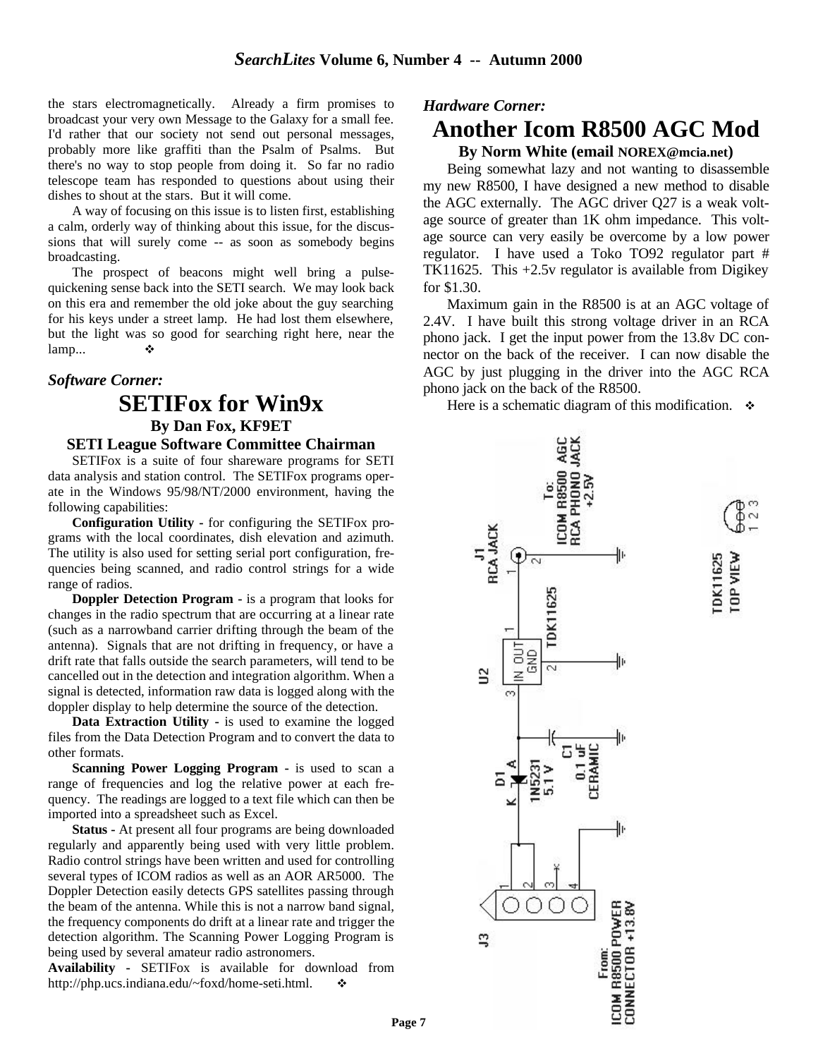the stars electromagnetically. Already a firm promises to broadcast your very own Message to the Galaxy for a small fee. I'd rather that our society not send out personal messages, probably more like graffiti than the Psalm of Psalms. But there's no way to stop people from doing it. So far no radio telescope team has responded to questions about using their dishes to shout at the stars. But it will come.

A way of focusing on this issue is to listen first, establishing a calm, orderly way of thinking about this issue, for the discussions that will surely come -- as soon as somebody begins broadcasting.

The prospect of beacons might well bring a pulse-quickening sense back into the SETI search. We may look back on this era and remember the old joke about the guy searching for his keys under a street lamp. He had lost them elsewhere, but the light was so good for searching right here, near the lamp... ❖

*Software Corner:*

## SETIFox for Win9x

**By Dan Fox, KF9ET**

**SETI League Software Committee Chairman**

SETIFox is a suite of four shareware programs for SETI data analysis and station control. The SETIFox programs operate in the Windows 95/98/NT/2000 environment, having the following capabilities:

**Configuration Utility -** for configuring the SETIFox programs with the local coordinates, dish elevation and azimuth. The utility is also used for setting serial port configuration, frequencies being scanned, and radio control strings for a wide range of radios.

**Doppler Detection Program -** is a program that looks for changes in the radio spectrum that are occurring at a linear rate (such as a narrowband carrier drifting through the beam of the antenna). Signals that are not drifting in frequency, or have a drift rate that falls outside the search parameters, will tend to be cancelled out in the detection and integration algorithm. When a signal is detected, information raw data is logged along with the doppler display to help determine the source of the detection.

**Data Extraction Utility -** is used to examine the logged files from the Data Detection Program and to convert the data to other formats.

**Scanning Power Logging Program -** is used to scan a range of frequencies and log the relative power at each frequency. The readings are logged to a text file which can then be imported into a spreadsheet such as Excel.

**Status -** At present all four programs are being downloaded regularly and apparently being used with very little problem. Radio control strings have been written and used for controlling several types of ICOM radios as well as an AOR AR5000. The Doppler Detection easily detects GPS satellites passing through the beam of the antenna. While this is not a narrow band signal, the frequency components do drift at a linear rate and trigger the detection algorithm. The Scanning Power Logging Program is being used by several amateur radio astronomers.

**Availability -** SETIFox is available for download from http://php.ucs.indiana.edu/~foxd/home-seti.html. ❖

*Hardware Corner:*

## Another Icom R8500 AGC Mod

**By Norm White (email NOREX@mcia.net)**

Being somewhat lazy and not wanting to disassemble my new R8500, I have designed a new method to disable the AGC externally. The AGC driver Q27 is a weak voltage source of greater than 1K ohm impedance. This voltage source can very easily be overcome by a low power regulator. I have used a Toko TO92 regulator part # TK11625. This +2.5v regulator is available from Digikey for $1.30.

Maximum gain in the R8500 is at an AGC voltage of 2.4V. I have built this strong voltage driver in an RCA phono jack. I get the input power from the 13.8v DC connector on the back of the receiver. I can now disable the AGC by just plugging in the driver into the AGC RCA phono jack on the back of the R8500.

Here is a schematic diagram of this modification. ❖

J1 RCA JACK
To: ICOM R8500 AGC RCA PHONO JACK +2.5V
U2 TDK11625
IN OUT GND
1 2 3
TDK11625 TOP VIEW
C1 0.1 uF CERAMIC
D1 1N5231 5.1 V
K A
J3
1 2 3 4
From: ICOM R8500 POWER CONNECTOR +13.8V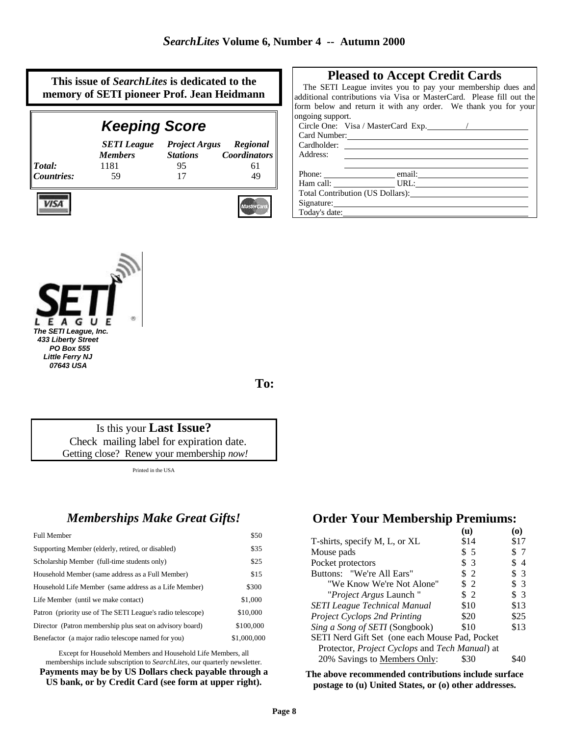**This issue of *SearchLites* is dedicated to the memory of SETI pioneer Prof. Jean Heidmann**

## *Keeping Score*

| | *SETI League Members* | *Project Argus Stations* | *Regional Coordinators* |
|---|---|---|---|
| ***Total:*** | 1181 | 95 | 61 |
| ***Countries:*** | 59 | 17 | 49 |

VISA MasterCard

## Pleased to Accept Credit Cards

The SETI League invites you to pay your membership dues and additional contributions via Visa or MasterCard. Please fill out the form below and return it with any order. We thank you for your ongoing support.

Circle One: Visa / MasterCard Exp. ______ / ______
Card Number: ______
Cardholder: ______
Address: ______
Phone: ______ email: ______
Ham call: ______ URL: ______
Total Contribution (US Dollars): ______
Signature: ______
Today's date: ______

***The SETI League, Inc.***
***433 Liberty Street***
***PO Box 555***
***Little Ferry NJ***
***07643 USA***

**To:**

Is this your **Last Issue?**
Check mailing label for expiration date.
Getting close? Renew your membership *now!*

Printed in the USA

## *Memberships Make Great Gifts!*

| | |
|---|---|
| Full Member | $50 |
| Supporting Member (elderly, retired, or disabled) | $35 |
| Scholarship Member (full-time students only) | $25 |
| Household Member (same address as a Full Member) | $15 |
| Household Life Member (same address as a Life Member) | $300 |
| Life Member (until we make contact) | $1,000 |
| Patron (priority use of The SETI League's radio telescope) | $10,000 |
| Director (Patron membership plus seat on advisory board) | $100,000 |
| Benefactor (a major radio telescope named for you) | $1,000,000 |

Except for Household Members and Household Life Members, all memberships include subscription to *SearchLites*, our quarterly newsletter.

**Payments may be by US Dollars check payable through a US bank, or by Credit Card (see form at upper right).**

## Order Your Membership Premiums:

| | (u) | (o) |
|---|---|---|
| T-shirts, specify M, L, or XL | $14 | $17 |
| Mouse pads | $ 5 | $ 7 |
| Pocket protectors | $ 3 | $ 4 |
| Buttons: "We're All Ears" | $ 2 | $ 3 |
| "We Know We're Not Alone" | $ 2 | $ 3 |
| "*Project Argus* Launch " | $ 2 | $ 3 |
| *SETI League Technical Manual* | $10 | $13 |
| *Project Cyclops 2nd Printing* | $20 | $25 |
| *Sing a Song of SETI* (Songbook) | $10 | $13 |
| SETI Nerd Gift Set (one each Mouse Pad, Pocket Protector, *Project Cyclops* and *Tech Manual*) at 20% Savings to Members Only: | $30 | $40 |

**The above recommended contributions include surface postage to (u) United States, or (o) other addresses.**